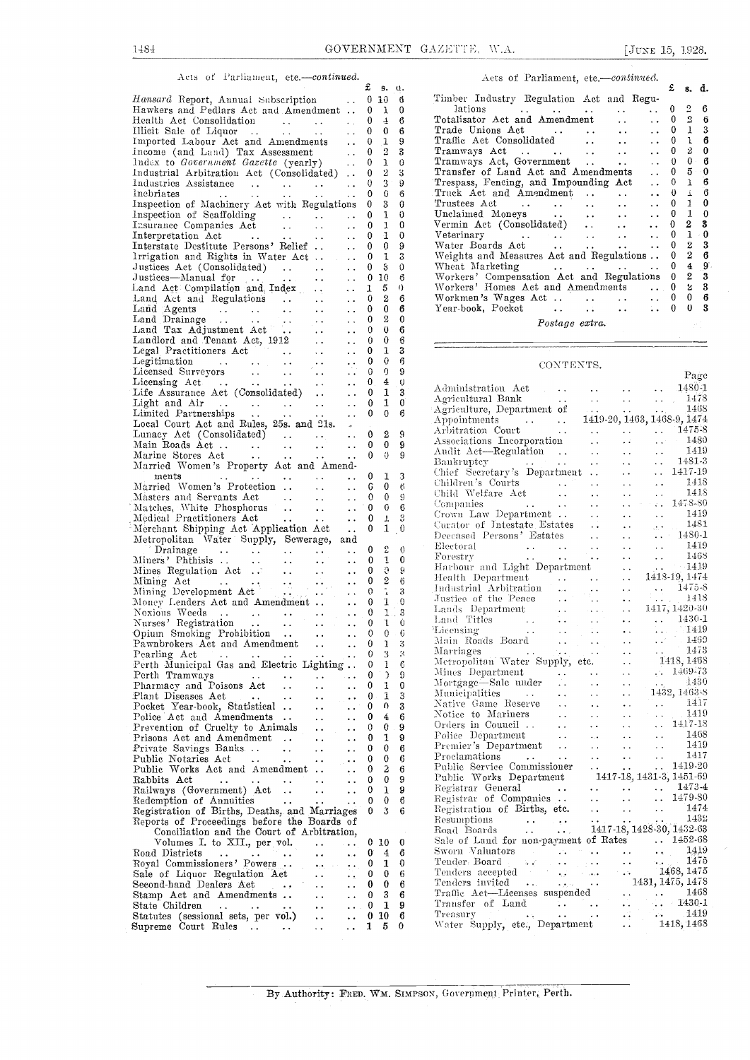Acts of Parliament, etc.—*continued.*

| | £ | s. | d. |
|---|---|---|---|
| *Hansard* Report, Annual Subscription | 0 | 10 | 6 |
| Hawkers and Pedlars Act and Amendment | 0 | 1 | 0 |
| Health Act Consolidation | 0 | 4 | 6 |
| Illicit Sale of Liquor | 0 | 0 | 6 |
| Imported Labour Act and Amendments | 0 | 1 | 9 |
| Income (and Land) Tax Assessment | 0 | 2 | 3 |
| Index to *Government Gazette* (yearly) | 0 | 1 | 0 |
| Industrial Arbitration Act (Consolidated) | 0 | 2 | 3 |
| Industries Assistance | 0 | 3 | 9 |
| Inebriates | 0 | 0 | 6 |
| Inspection of Machinery Act with Regulations | 0 | 3 | 0 |
| Inspection of Scaffolding | 0 | 1 | 0 |
| Insurance Companies Act | 0 | 1 | 0 |
| Interpretation Act | 0 | 1 | 0 |
| Interstate Destitute Persons' Relief | 0 | 0 | 9 |
| Irrigation and Rights in Water Act | 0 | 1 | 3 |
| Justices Act (Consolidated) | 0 | 3 | 0 |
| Justices—Manual for | 0 | 10 | 6 |
| Land Act Compilation and Index | 1 | 5 | 0 |
| Land Act and Regulations | 0 | 2 | 6 |
| Land Agents | 0 | 0 | 6 |
| Land Drainage | 0 | 2 | 0 |
| Land Tax Adjustment Act | 0 | 0 | 6 |
| Landlord and Tenant Act, 1912 | 0 | 0 | 6 |
| Legal Practitioners Act | 0 | 1 | 3 |
| Legitimation | 0 | 0 | 6 |
| Licensed Surveyors | 0 | 0 | 9 |
| Licensing Act | 0 | 4 | 0 |
| Life Assurance Act (Consolidated) | 0 | 1 | 3 |
| Light and Air | 0 | 1 | 0 |
| Limited Partnerships | 0 | 0 | 6 |
| Local Court Act and Rules, 25s. and 21s. | | | |
| Lunacy Act (Consolidated) | 0 | 2 | 9 |
| Main Roads Act | 0 | 0 | 9 |
| Marine Stores Act | 0 | 0 | 9 |
| Married Women's Property Act and Amendments | 0 | 1 | 3 |
| Married Women's Protection | 0 | 0 | 6 |
| Masters and Servants Act | 0 | 0 | 9 |
| Matches, White Phosphorus | 0 | 0 | 6 |
| Medical Practitioners Act | 0 | 1 | 3 |
| Merchant Shipping Act Application Act | 0 | 1 | 0 |
| Metropolitan Water Supply, Sewerage, and Drainage | 0 | 2 | 0 |
| Miners' Phthisis | 0 | 1 | 0 |
| Mines Regulation Act | 0 | 0 | 9 |
| Mining Act | 0 | 2 | 6 |
| Mining Development Act | 0 | 1 | 3 |
| Money Lenders Act and Amendment | 0 | 1 | 0 |
| Noxious Weeds | 0 | 1 | 3 |
| Nurses' Registration | 0 | 1 | 0 |
| Opium Smoking Prohibition | 0 | 0 | 6 |
| Pawnbrokers Act and Amendment | 0 | 1 | 3 |
| Pearling Act | 0 | 3 | 3 |
| Perth Municipal Gas and Electric Lighting | 0 | 1 | 6 |
| Perth Tramways | 0 | 0 | 9 |
| Pharmacy and Poisons Act | 0 | 1 | 0 |
| Plant Diseases Act | 0 | 1 | 3 |
| Pocket Year-book, Statistical | 0 | 0 | 3 |
| Police Act and Amendments | 0 | 4 | 6 |
| Prevention of Cruelty to Animals | 0 | 0 | 9 |
| Prisons Act and Amendment | 0 | 1 | 9 |
| Private Savings Banks | 0 | 0 | 6 |
| Public Notaries Act | 0 | 0 | 6 |
| Public Works Act and Amendment | 0 | 2 | 6 |
| Rabbits Act | 0 | 0 | 9 |
| Railways (Government) Act | 0 | 1 | 9 |
| Redemption of Annuities | 0 | 0 | 6 |
| Registration of Births, Deaths, and Marriages | 0 | 3 | 6 |
| Reports of Proceedings before the Boards of Conciliation and the Court of Arbitration, Volumes I. to XII., per vol. | 0 | 10 | 0 |
| Road Districts | 0 | 4 | 6 |
| Royal Commissioners' Powers | 0 | 1 | 0 |
| Sale of Liquor Regulation Act | 0 | 0 | 6 |
| Second-hand Dealers Act | 0 | 0 | 6 |
| Stamp Act and Amendments | 0 | 3 | 6 |
| State Children | 0 | 1 | 9 |
| Statutes (sessional sets, per vol.) | 0 | 10 | 6 |
| Supreme Court Rules | 1 | 5 | 0 |
| Timber Industry Regulation Act and Regulations | 0 | 2 | 6 |
| Totalisator Act and Amendment | 0 | 2 | 6 |
| Trade Unions Act | 0 | 1 | 3 |
| Traffic Act Consolidated | 0 | 1 | 6 |
| Tramways Act | 0 | 2 | 0 |
| Tramways Act, Government | 0 | 0 | 6 |
| Transfer of Land Act and Amendments | 0 | 5 | 0 |
| Trespass, Fencing, and Impounding Act | 0 | 1 | 6 |
| Truck Act and Amendment | 0 | 1 | 6 |
| Trustees Act | 0 | 1 | 0 |
| Unclaimed Moneys | 0 | 1 | 0 |
| Vermin Act (Consolidated) | 0 | 2 | 3 |
| Veterinary | 0 | 1 | 0 |
| Water Boards Act | 0 | 2 | 3 |
| Weights and Measures Act and Regulations | 0 | 2 | 6 |
| Wheat Marketing | 0 | 4 | 9 |
| Workers' Compensation Act and Regulations | 0 | 2 | 3 |
| Workers' Homes Act and Amendments | 0 | 2 | 3 |
| Workmen's Wages Act | 0 | 0 | 6 |
| Year-book, Pocket | 0 | 0 | 3 |

*Postage extra.*

## CONTENTS.

| | Page |
|---|---|
| Administration Act | 1480-1 |
| Agricultural Bank | 1478 |
| Agriculture, Department of | 1468 |
| Appointments | 1419-20, 1463, 1468-9, 1474 |
| Arbitration Court | 1475-8 |
| Associations Incorporation | 1480 |
| Audit Act—Regulation | 1419 |
| Bankruptcy | 1481-3 |
| Chief Secretary's Department | 1417-19 |
| Children's Courts | 1418 |
| Child Welfare Act | 1418 |
| Companies | 1478-80 |
| Crown Law Department | 1419 |
| Curator of Intestate Estates | 1481 |
| Deceased Persons' Estates | 1480-1 |
| Electoral | 1419 |
| Forestry | 1468 |
| Harbour and Light Department | 1419 |
| Health Department | 1418-19, 1474 |
| Industrial Arbitration | 1475-8 |
| Justice of the Peace | 1418 |
| Lands Department | 1417, 1420-30 |
| Land Titles | 1430-1 |
| Licensing | 1419 |
| Main Roads Board | 1469 |
| Marriages | 1473 |
| Metropolitan Water Supply, etc. | 1418, 1468 |
| Mines Department | 1469-73 |
| Mortgage—Sale under | 1430 |
| Municipalities | 1432, 1463-8 |
| Native Game Reserve | 1417 |
| Notice to Mariners | 1419 |
| Orders in Council | 1417-18 |
| Police Department | 1468 |
| Premier's Department | 1419 |
| Proclamations | 1417 |
| Public Service Commissioner | 1419-20 |
| Public Works Department | 1417-18, 1431-3, 1451-69 |
| Registrar General | 1473-4 |
| Registrar of Companies | 1479-80 |
| Registration of Births, etc. | 1474 |
| Resumptions | 1432 |
| Road Boards | 1417-18, 1428-30, 1432-63 |
| Sale of Land for non-payment of Rates | 1452-68 |
| Sworn Valuators | 1419 |
| Tender Board | 1475 |
| Tenders accepted | 1468, 1475 |
| Tenders invited | 1431, 1475, 1478 |
| Traffic Act—Licenses suspended | 1468 |
| Transfer of Land | 1430-1 |
| Treasury | 1419 |
| Water Supply, etc., Department | 1418, 1468 |

By Authority: FRED. WM. SIMPSON, Government Printer, Perth.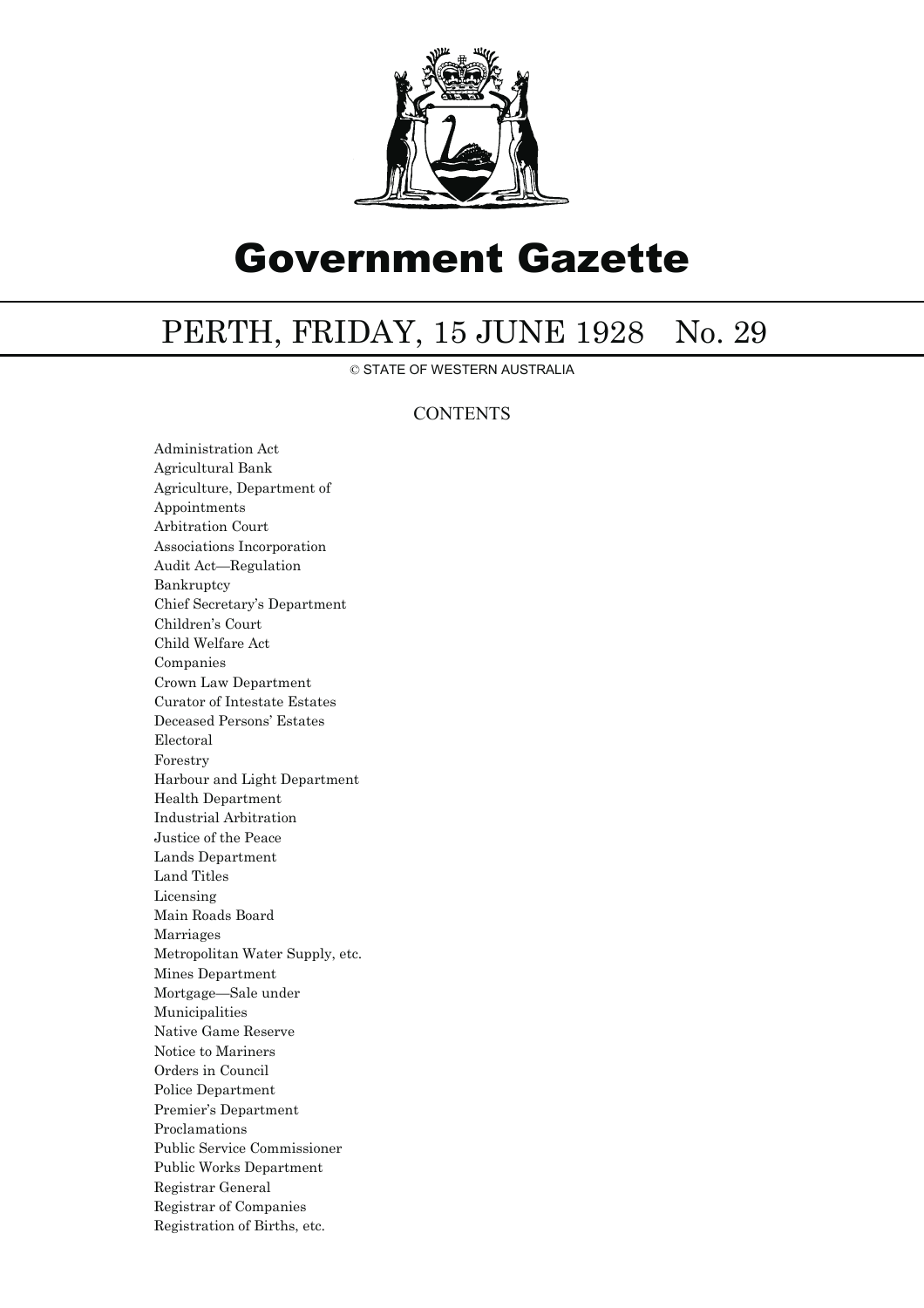# Government Gazette

## PERTH, FRIDAY, 15 JUNE 1928 No. 29

© STATE OF WESTERN AUSTRALIA

### CONTENTS

Administration Act
Agricultural Bank
Agriculture, Department of
Appointments
Arbitration Court
Associations Incorporation
Audit Act—Regulation
Bankruptcy
Chief Secretary's Department
Children's Court
Child Welfare Act
Companies
Crown Law Department
Curator of Intestate Estates
Deceased Persons' Estates
Electoral
Forestry
Harbour and Light Department
Health Department
Industrial Arbitration
Justice of the Peace
Lands Department
Land Titles
Licensing
Main Roads Board
Marriages
Metropolitan Water Supply, etc.
Mines Department
Mortgage—Sale under
Municipalities
Native Game Reserve
Notice to Mariners
Orders in Council
Police Department
Premier's Department
Proclamations
Public Service Commissioner
Public Works Department
Registrar General
Registrar of Companies
Registration of Births, etc.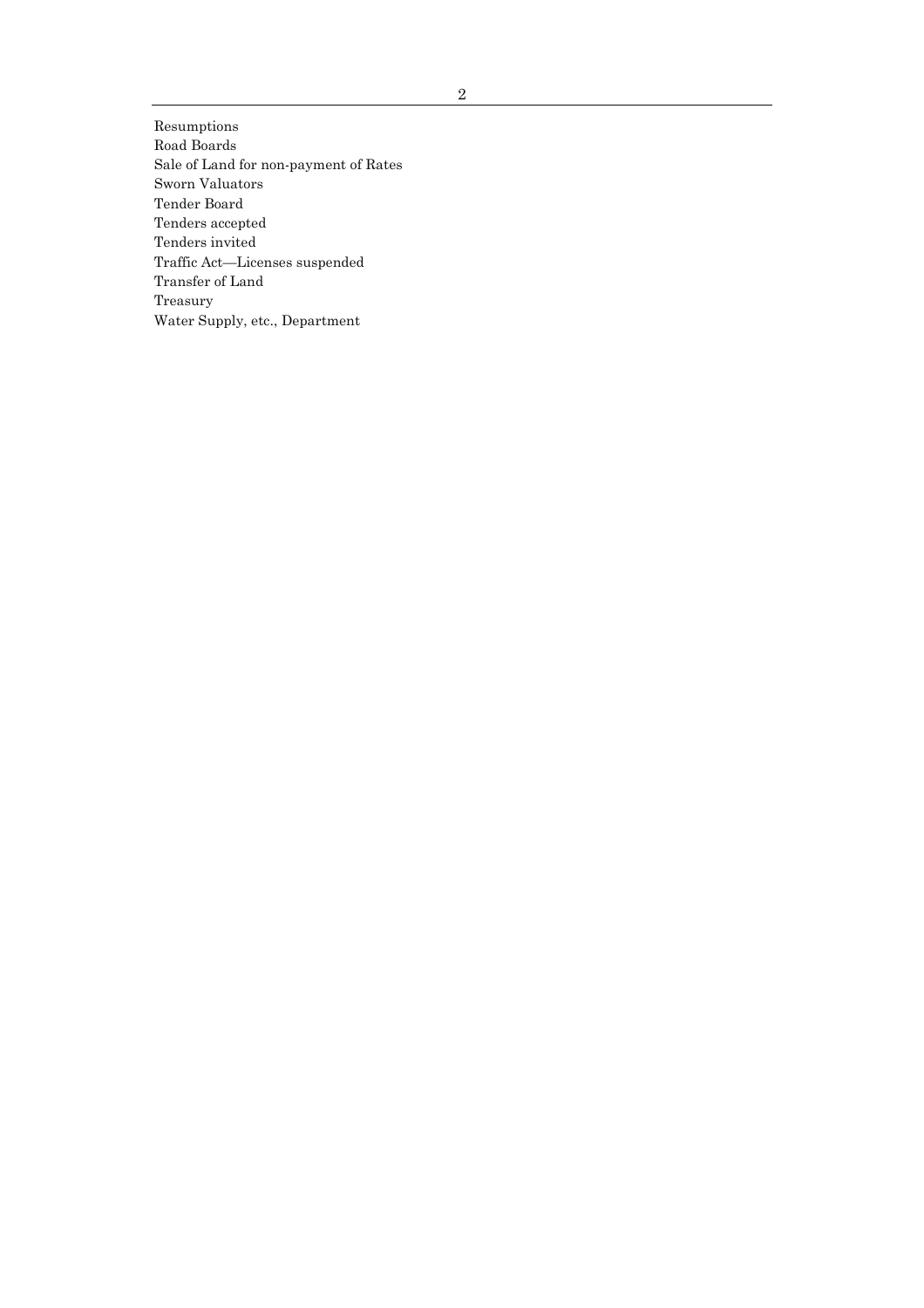Resumptions
Road Boards
Sale of Land for non-payment of Rates
Sworn Valuators
Tender Board
Tenders accepted
Tenders invited
Traffic Act—Licenses suspended
Transfer of Land
Treasury
Water Supply, etc., Department